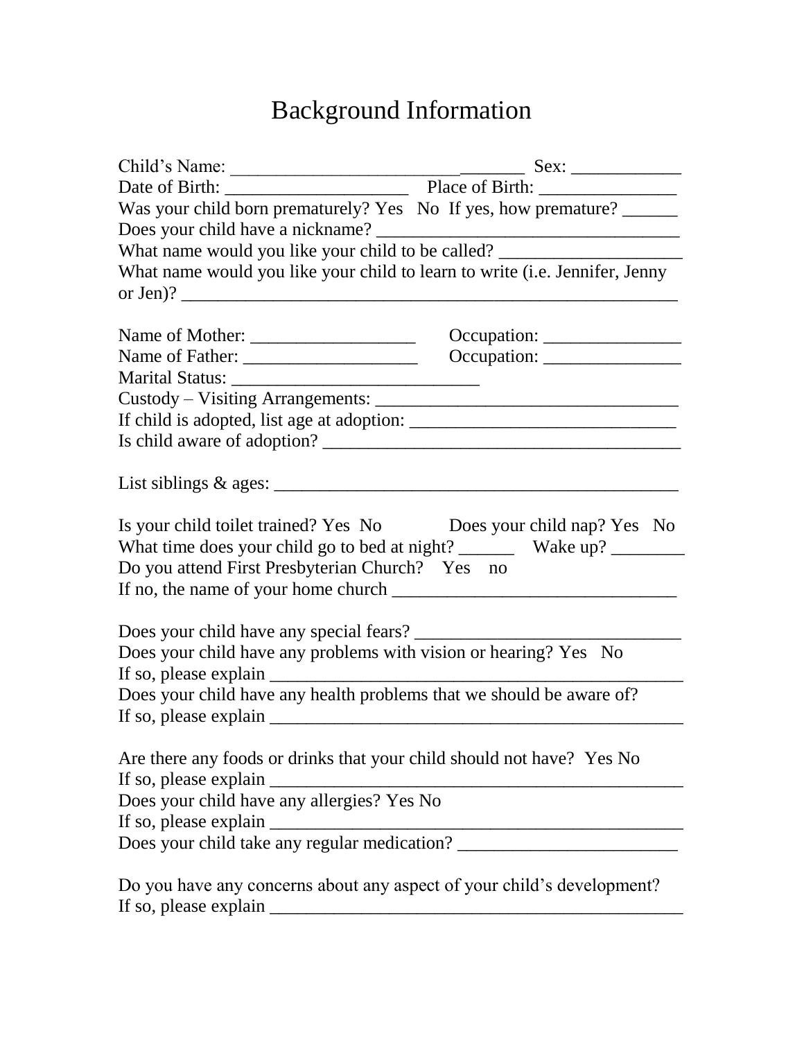# Background Information

Child's Name: _________________________________ Sex: ____________

Date of Birth: _____________________ Place of Birth: ________________

Was your child born prematurely? Yes No If yes, how premature? ______

Does your child have a nickname? ___________________________________

What name would you like your child to be called? ____________________

What name would you like your child to learn to write (i.e. Jennifer, Jenny or Jen)? ________________________________________________________

Name of Mother: ___________________ Occupation: ________________

Name of Father: ____________________ Occupation: ________________

Marital Status: ____________________________

Custody – Visiting Arrangements: __________________________________

If child is adopted, list age at adoption: ______________________________

Is child aware of adoption? _______________________________________

List siblings & ages: _____________________________________________

Is your child toilet trained? Yes No Does your child nap? Yes No

What time does your child go to bed at night? ______ Wake up? ________

Do you attend First Presbyterian Church? Yes no

If no, the name of your home church _______________________________

Does your child have any special fears? _____________________________

Does your child have any problems with vision or hearing? Yes No

If so, please explain _______________________________________________

Does your child have any health problems that we should be aware of?

If so, please explain _______________________________________________

Are there any foods or drinks that your child should not have? Yes No

If so, please explain _______________________________________________

Does your child have any allergies? Yes No

If so, please explain _______________________________________________

Does your child take any regular medication? _________________________

Do you have any concerns about any aspect of your child's development?

If so, please explain _______________________________________________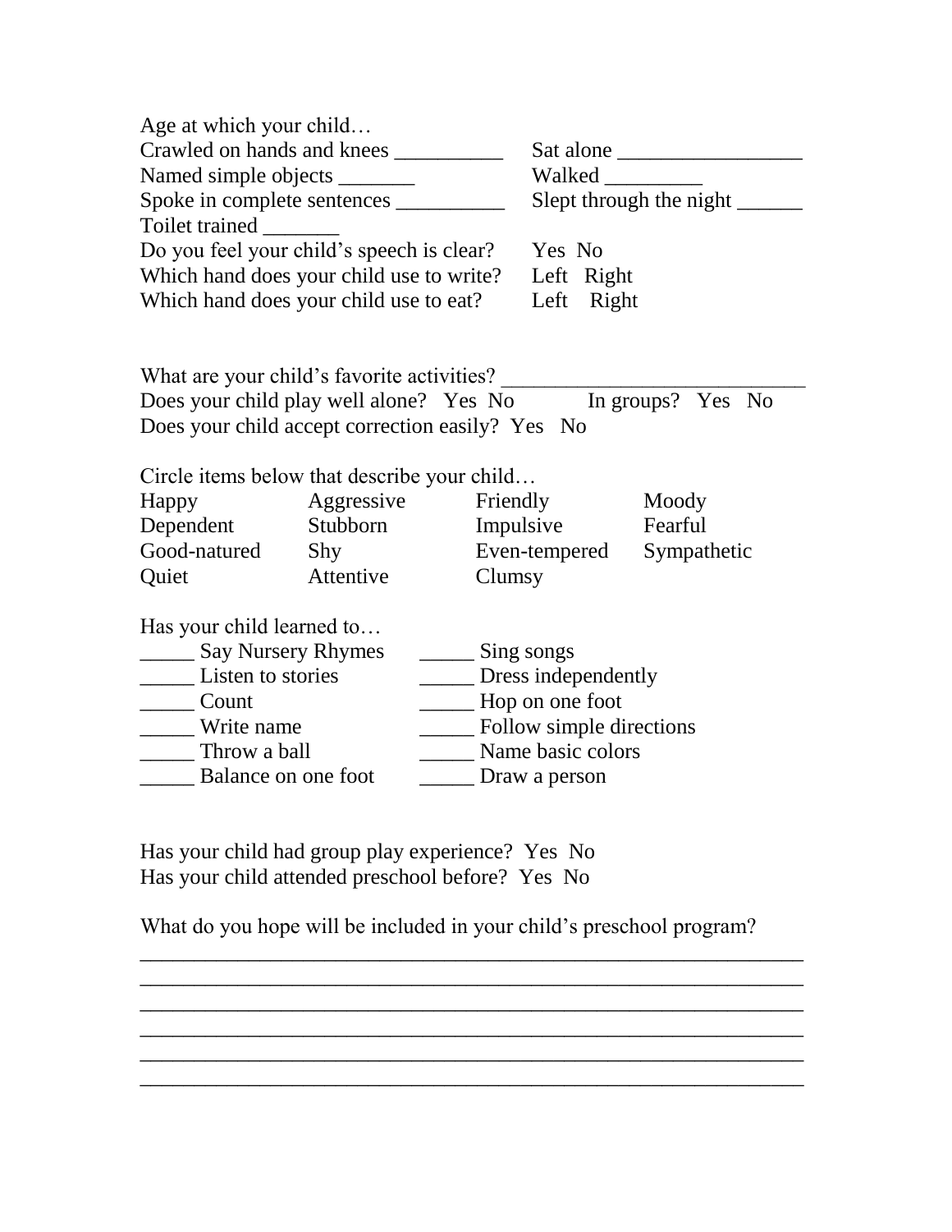Age at which your child…

Crawled on hands and knees __________ Sat alone _________________

Named simple objects _______ Walked _________

Spoke in complete sentences __________ Slept through the night ______

Toilet trained _______

Do you feel your child's speech is clear? Yes No

Which hand does your child use to write? Left Right

Which hand does your child use to eat? Left Right

What are your child's favorite activities? ____________________________

Does your child play well alone? Yes No In groups? Yes No

Does your child accept correction easily? Yes No

Circle items below that describe your child…

| | | | |
|---|---|---|---|
| Happy | Aggressive | Friendly | Moody |
| Dependent | Stubborn | Impulsive | Fearful |
| Good-natured | Shy | Even-tempered | Sympathetic |
| Quiet | Attentive | Clumsy | |

Has your child learned to…

_____ Say Nursery Rhymes

_____ Listen to stories

_____ Count

_____ Write name

_____ Throw a ball

_____ Balance on one foot

_____ Sing songs

_____ Dress independently

_____ Hop on one foot

_____ Follow simple directions

_____ Name basic colors

_____ Draw a person

Has your child had group play experience? Yes No

Has your child attended preschool before? Yes No

What do you hope will be included in your child's preschool program?

______________________________________________________________

______________________________________________________________

______________________________________________________________

______________________________________________________________

______________________________________________________________

______________________________________________________________